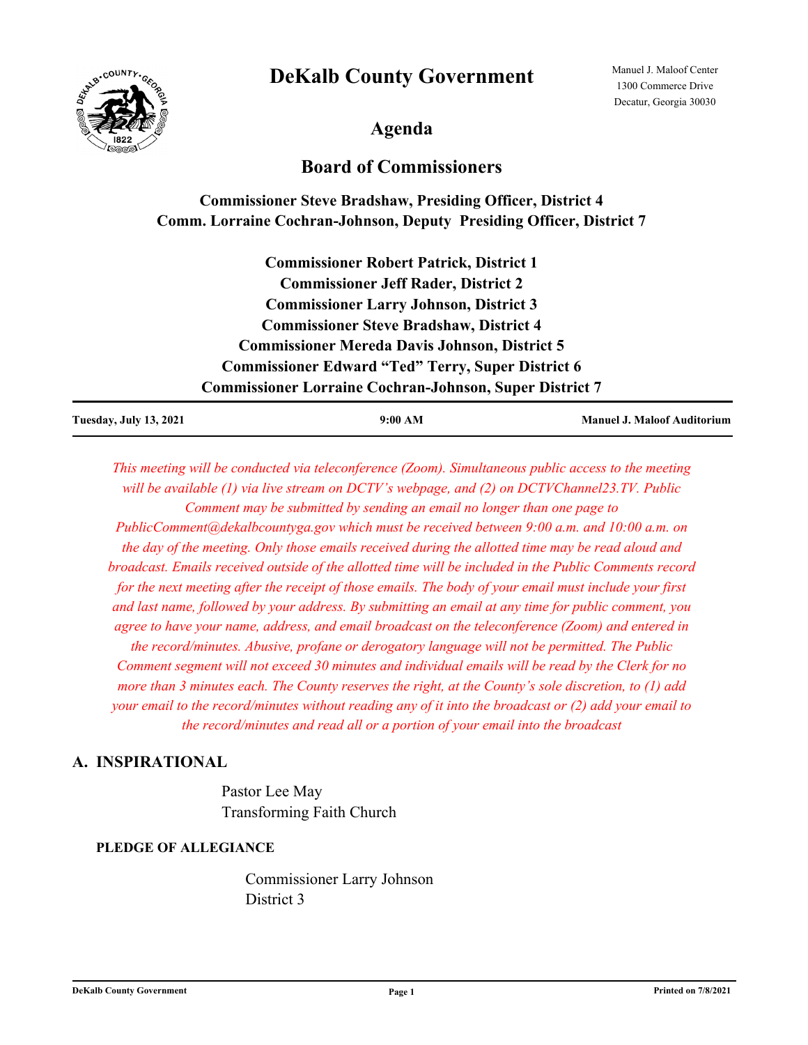# DeKalb County Government

Manuel J. Maloof Center
1300 Commerce Drive
Decatur, Georgia 30030

## Agenda

## Board of Commissioners

**Commissioner Steve Bradshaw, Presiding Officer, District 4**
**Comm. Lorraine Cochran-Johnson, Deputy Presiding Officer, District 7**

**Commissioner Robert Patrick, District 1**
**Commissioner Jeff Rader, District 2**
**Commissioner Larry Johnson, District 3**
**Commissioner Steve Bradshaw, District 4**
**Commissioner Mereda Davis Johnson, District 5**
**Commissioner Edward "Ted" Terry, Super District 6**
**Commissioner Lorraine Cochran-Johnson, Super District 7**

**Tuesday, July 13, 2021** | **9:00 AM** | **Manuel J. Maloof Auditorium**

*This meeting will be conducted via teleconference (Zoom). Simultaneous public access to the meeting will be available (1) via live stream on DCTV's webpage, and (2) on DCTVChannel23.TV. Public Comment may be submitted by sending an email no longer than one page to PublicComment@dekalbcountyga.gov which must be received between 9:00 a.m. and 10:00 a.m. on the day of the meeting. Only those emails received during the allotted time may be read aloud and broadcast. Emails received outside of the allotted time will be included in the Public Comments record for the next meeting after the receipt of those emails. The body of your email must include your first and last name, followed by your address. By submitting an email at any time for public comment, you agree to have your name, address, and email broadcast on the teleconference (Zoom) and entered in the record/minutes. Abusive, profane or derogatory language will not be permitted. The Public Comment segment will not exceed 30 minutes and individual emails will be read by the Clerk for no more than 3 minutes each. The County reserves the right, at the County's sole discretion, to (1) add your email to the record/minutes without reading any of it into the broadcast or (2) add your email to the record/minutes and read all or a portion of your email into the broadcast*

## A. INSPIRATIONAL

Pastor Lee May
Transforming Faith Church

### PLEDGE OF ALLEGIANCE

Commissioner Larry Johnson
District 3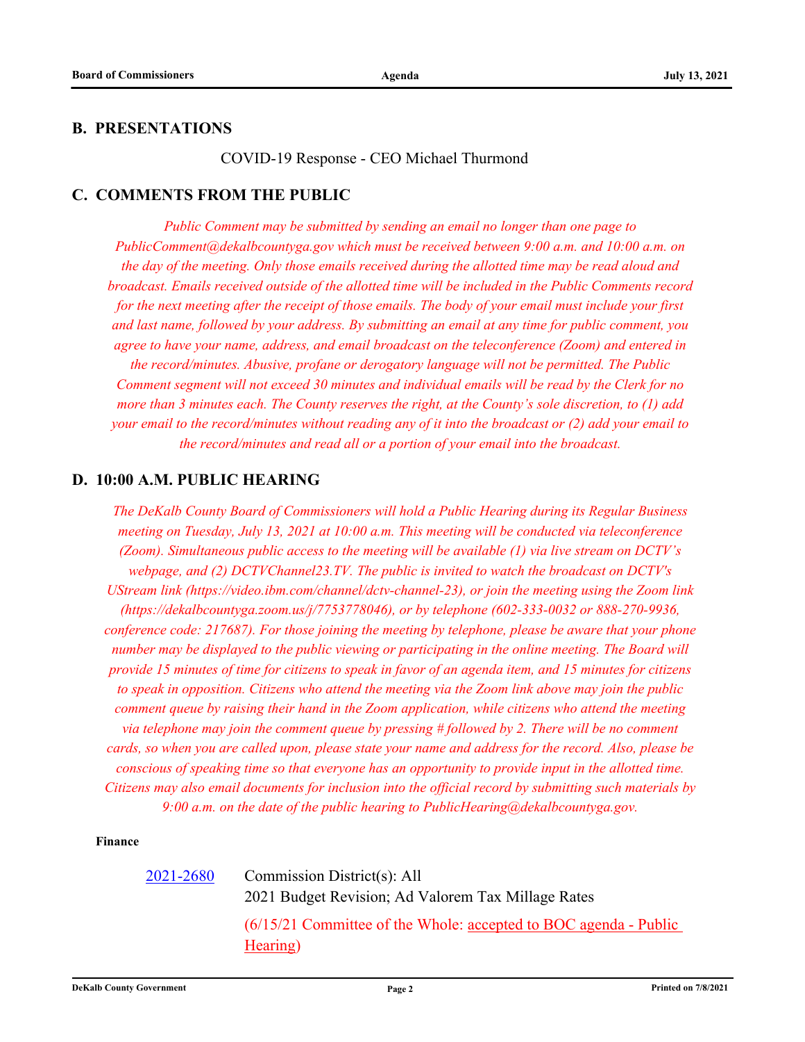## B. PRESENTATIONS

COVID-19 Response - CEO Michael Thurmond

## C. COMMENTS FROM THE PUBLIC

*Public Comment may be submitted by sending an email no longer than one page to PublicComment@dekalbcountyga.gov which must be received between 9:00 a.m. and 10:00 a.m. on the day of the meeting. Only those emails received during the allotted time may be read aloud and broadcast. Emails received outside of the allotted time will be included in the Public Comments record for the next meeting after the receipt of those emails. The body of your email must include your first and last name, followed by your address. By submitting an email at any time for public comment, you agree to have your name, address, and email broadcast on the teleconference (Zoom) and entered in the record/minutes. Abusive, profane or derogatory language will not be permitted. The Public Comment segment will not exceed 30 minutes and individual emails will be read by the Clerk for no more than 3 minutes each. The County reserves the right, at the County's sole discretion, to (1) add your email to the record/minutes without reading any of it into the broadcast or (2) add your email to the record/minutes and read all or a portion of your email into the broadcast.*

## D. 10:00 A.M. PUBLIC HEARING

*The DeKalb County Board of Commissioners will hold a Public Hearing during its Regular Business meeting on Tuesday, July 13, 2021 at 10:00 a.m. This meeting will be conducted via teleconference (Zoom). Simultaneous public access to the meeting will be available (1) via live stream on DCTV's webpage, and (2) DCTVChannel23.TV. The public is invited to watch the broadcast on DCTV's UStream link (https://video.ibm.com/channel/dctv-channel-23), or join the meeting using the Zoom link (https://dekalbcountyga.zoom.us/j/7753778046), or by telephone (602-333-0032 or 888-270-9936, conference code: 217687). For those joining the meeting by telephone, please be aware that your phone number may be displayed to the public viewing or participating in the online meeting. The Board will provide 15 minutes of time for citizens to speak in favor of an agenda item, and 15 minutes for citizens to speak in opposition. Citizens who attend the meeting via the Zoom link above may join the public comment queue by raising their hand in the Zoom application, while citizens who attend the meeting via telephone may join the comment queue by pressing # followed by 2. There will be no comment cards, so when you are called upon, please state your name and address for the record. Also, please be conscious of speaking time so that everyone has an opportunity to provide input in the allotted time. Citizens may also email documents for inclusion into the official record by submitting such materials by 9:00 a.m. on the date of the public hearing to PublicHearing@dekalbcountyga.gov.*

**Finance**

2021-2680 Commission District(s): All
2021 Budget Revision; Ad Valorem Tax Millage Rates

(6/15/21 Committee of the Whole: accepted to BOC agenda - Public Hearing)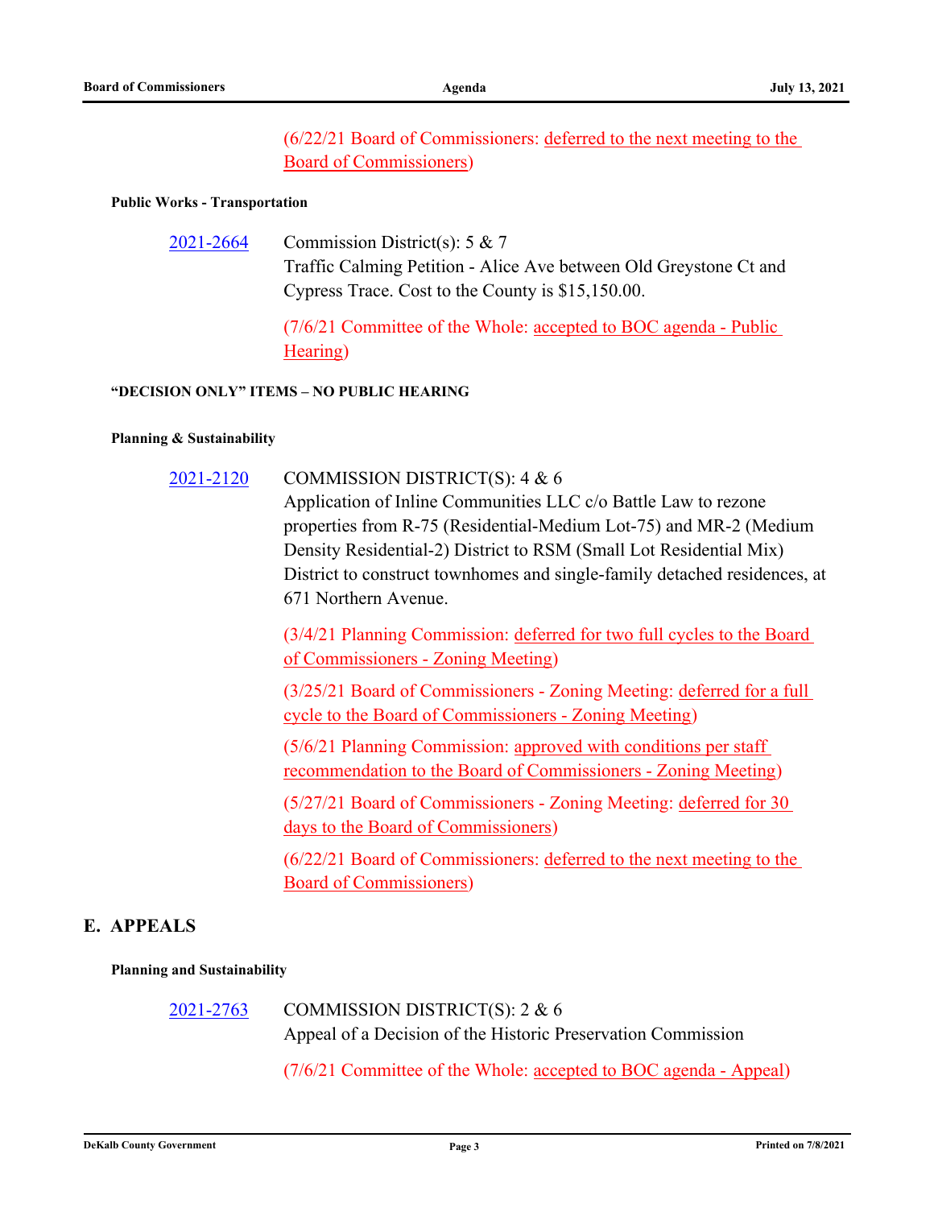(6/22/21 Board of Commissioners: deferred to the next meeting to the Board of Commissioners)

**Public Works - Transportation**

2021-2664 Commission District(s): 5 & 7
Traffic Calming Petition - Alice Ave between Old Greystone Ct and Cypress Trace. Cost to the County is $15,150.00.

(7/6/21 Committee of the Whole: accepted to BOC agenda - Public Hearing)

**"DECISION ONLY" ITEMS – NO PUBLIC HEARING**

**Planning & Sustainability**

2021-2120 COMMISSION DISTRICT(S): 4 & 6
Application of Inline Communities LLC c/o Battle Law to rezone properties from R-75 (Residential-Medium Lot-75) and MR-2 (Medium Density Residential-2) District to RSM (Small Lot Residential Mix) District to construct townhomes and single-family detached residences, at 671 Northern Avenue.

(3/4/21 Planning Commission: deferred for two full cycles to the Board of Commissioners - Zoning Meeting)

(3/25/21 Board of Commissioners - Zoning Meeting: deferred for a full cycle to the Board of Commissioners - Zoning Meeting)

(5/6/21 Planning Commission: approved with conditions per staff recommendation to the Board of Commissioners - Zoning Meeting)

(5/27/21 Board of Commissioners - Zoning Meeting: deferred for 30 days to the Board of Commissioners)

(6/22/21 Board of Commissioners: deferred to the next meeting to the Board of Commissioners)

## E. APPEALS

**Planning and Sustainability**

2021-2763 COMMISSION DISTRICT(S): 2 & 6
Appeal of a Decision of the Historic Preservation Commission

(7/6/21 Committee of the Whole: accepted to BOC agenda - Appeal)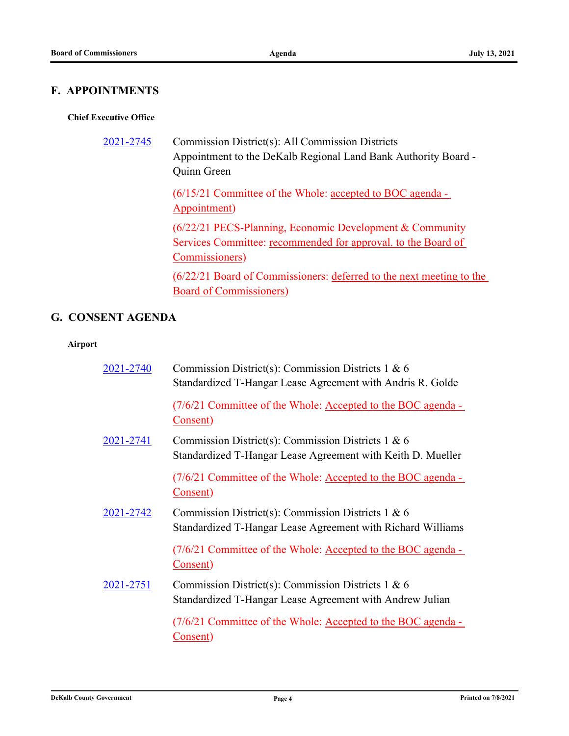## F. APPOINTMENTS

**Chief Executive Office**

2021-2745 Commission District(s): All Commission Districts
Appointment to the DeKalb Regional Land Bank Authority Board - Quinn Green

(6/15/21 Committee of the Whole: accepted to BOC agenda - Appointment)

(6/22/21 PECS-Planning, Economic Development & Community Services Committee: recommended for approval. to the Board of Commissioners)

(6/22/21 Board of Commissioners: deferred to the next meeting to the Board of Commissioners)

## G. CONSENT AGENDA

**Airport**

2021-2740 Commission District(s): Commission Districts 1 & 6
Standardized T-Hangar Lease Agreement with Andris R. Golde

(7/6/21 Committee of the Whole: Accepted to the BOC agenda - Consent)

2021-2741 Commission District(s): Commission Districts 1 & 6
Standardized T-Hangar Lease Agreement with Keith D. Mueller

(7/6/21 Committee of the Whole: Accepted to the BOC agenda - Consent)

2021-2742 Commission District(s): Commission Districts 1 & 6
Standardized T-Hangar Lease Agreement with Richard Williams

(7/6/21 Committee of the Whole: Accepted to the BOC agenda - Consent)

2021-2751 Commission District(s): Commission Districts 1 & 6
Standardized T-Hangar Lease Agreement with Andrew Julian

(7/6/21 Committee of the Whole: Accepted to the BOC agenda - Consent)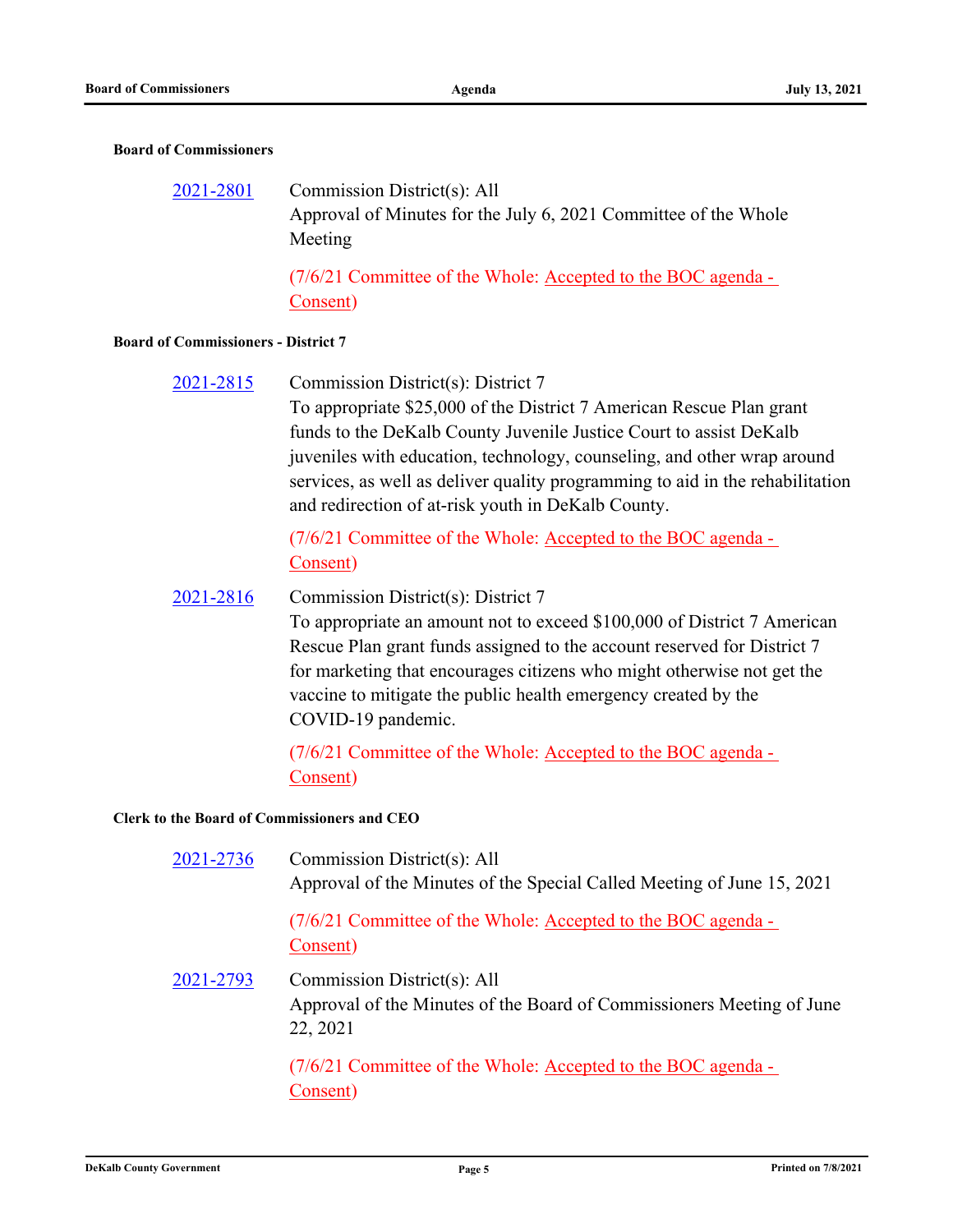**Board of Commissioners**

2021-2801 Commission District(s): All
Approval of Minutes for the July 6, 2021 Committee of the Whole Meeting

(7/6/21 Committee of the Whole: Accepted to the BOC agenda - Consent)

**Board of Commissioners - District 7**

2021-2815 Commission District(s): District 7
To appropriate $25,000 of the District 7 American Rescue Plan grant funds to the DeKalb County Juvenile Justice Court to assist DeKalb juveniles with education, technology, counseling, and other wrap around services, as well as deliver quality programming to aid in the rehabilitation and redirection of at-risk youth in DeKalb County.

(7/6/21 Committee of the Whole: Accepted to the BOC agenda - Consent)

2021-2816 Commission District(s): District 7
To appropriate an amount not to exceed $100,000 of District 7 American Rescue Plan grant funds assigned to the account reserved for District 7 for marketing that encourages citizens who might otherwise not get the vaccine to mitigate the public health emergency created by the COVID-19 pandemic.

(7/6/21 Committee of the Whole: Accepted to the BOC agenda - Consent)

**Clerk to the Board of Commissioners and CEO**

2021-2736 Commission District(s): All
Approval of the Minutes of the Special Called Meeting of June 15, 2021

(7/6/21 Committee of the Whole: Accepted to the BOC agenda - Consent)

2021-2793 Commission District(s): All
Approval of the Minutes of the Board of Commissioners Meeting of June 22, 2021

(7/6/21 Committee of the Whole: Accepted to the BOC agenda - Consent)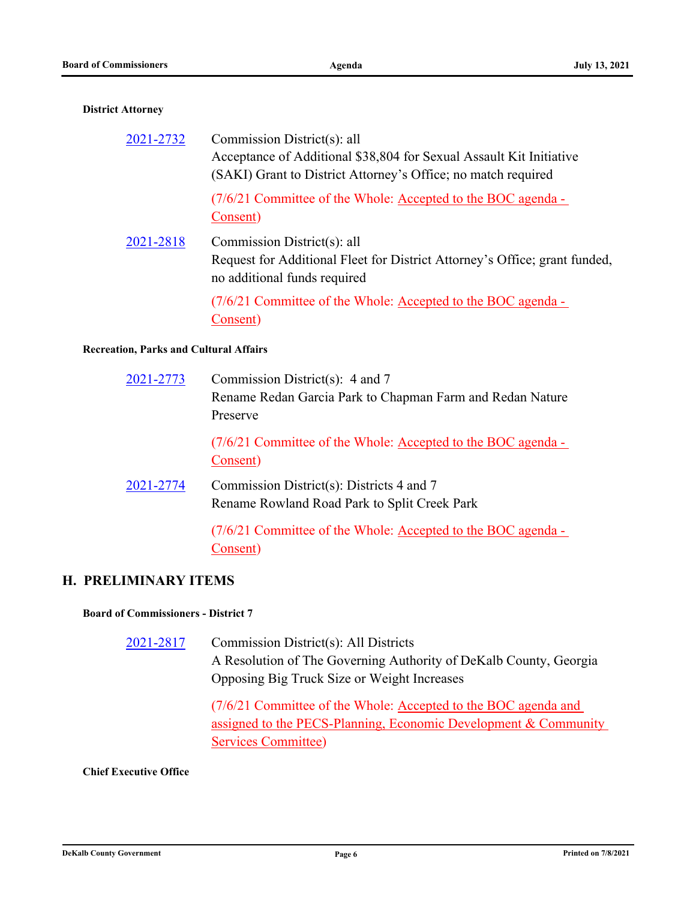**District Attorney**

2021-2732 Commission District(s): all
Acceptance of Additional $38,804 for Sexual Assault Kit Initiative (SAKI) Grant to District Attorney's Office; no match required

(7/6/21 Committee of the Whole: Accepted to the BOC agenda - Consent)

2021-2818 Commission District(s): all
Request for Additional Fleet for District Attorney's Office; grant funded, no additional funds required

(7/6/21 Committee of the Whole: Accepted to the BOC agenda - Consent)

**Recreation, Parks and Cultural Affairs**

2021-2773 Commission District(s): 4 and 7
Rename Redan Garcia Park to Chapman Farm and Redan Nature Preserve

(7/6/21 Committee of the Whole: Accepted to the BOC agenda - Consent)

2021-2774 Commission District(s): Districts 4 and 7
Rename Rowland Road Park to Split Creek Park

(7/6/21 Committee of the Whole: Accepted to the BOC agenda - Consent)

## H. PRELIMINARY ITEMS

**Board of Commissioners - District 7**

2021-2817 Commission District(s): All Districts
A Resolution of The Governing Authority of DeKalb County, Georgia Opposing Big Truck Size or Weight Increases

(7/6/21 Committee of the Whole: Accepted to the BOC agenda and assigned to the PECS-Planning, Economic Development & Community Services Committee)

**Chief Executive Office**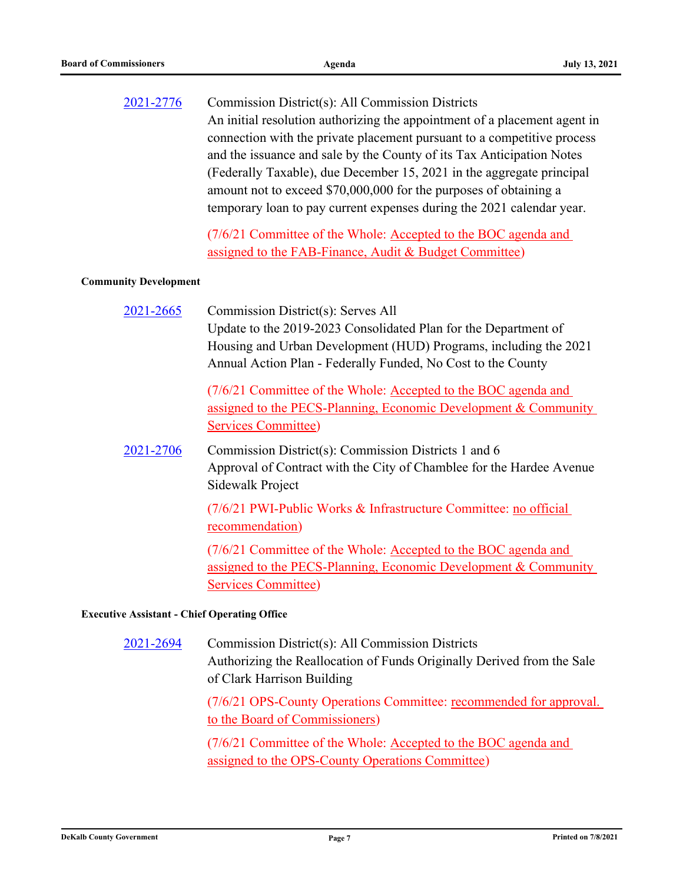2021-2776 Commission District(s): All Commission Districts

An initial resolution authorizing the appointment of a placement agent in connection with the private placement pursuant to a competitive process and the issuance and sale by the County of its Tax Anticipation Notes (Federally Taxable), due December 15, 2021 in the aggregate principal amount not to exceed $70,000,000 for the purposes of obtaining a temporary loan to pay current expenses during the 2021 calendar year.

(7/6/21 Committee of the Whole: Accepted to the BOC agenda and assigned to the FAB-Finance, Audit & Budget Committee)

**Community Development**

2021-2665 Commission District(s): Serves All

Update to the 2019-2023 Consolidated Plan for the Department of Housing and Urban Development (HUD) Programs, including the 2021 Annual Action Plan - Federally Funded, No Cost to the County

(7/6/21 Committee of the Whole: Accepted to the BOC agenda and assigned to the PECS-Planning, Economic Development & Community Services Committee)

2021-2706 Commission District(s): Commission Districts 1 and 6

Approval of Contract with the City of Chamblee for the Hardee Avenue Sidewalk Project

(7/6/21 PWI-Public Works & Infrastructure Committee: no official recommendation)

(7/6/21 Committee of the Whole: Accepted to the BOC agenda and assigned to the PECS-Planning, Economic Development & Community Services Committee)

**Executive Assistant - Chief Operating Office**

2021-2694 Commission District(s): All Commission Districts

Authorizing the Reallocation of Funds Originally Derived from the Sale of Clark Harrison Building

(7/6/21 OPS-County Operations Committee: recommended for approval. to the Board of Commissioners)

(7/6/21 Committee of the Whole: Accepted to the BOC agenda and assigned to the OPS-County Operations Committee)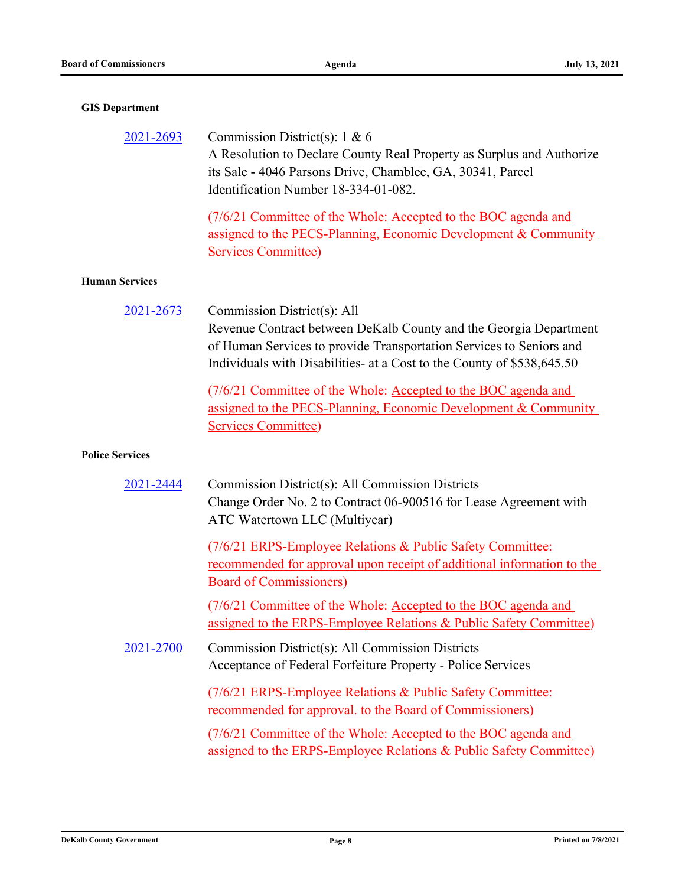### GIS Department

**2021-2693** Commission District(s): 1 & 6
A Resolution to Declare County Real Property as Surplus and Authorize its Sale - 4046 Parsons Drive, Chamblee, GA, 30341, Parcel Identification Number 18-334-01-082.

(7/6/21 Committee of the Whole: Accepted to the BOC agenda and assigned to the PECS-Planning, Economic Development & Community Services Committee)

### Human Services

**2021-2673** Commission District(s): All
Revenue Contract between DeKalb County and the Georgia Department of Human Services to provide Transportation Services to Seniors and Individuals with Disabilities- at a Cost to the County of $538,645.50

(7/6/21 Committee of the Whole: Accepted to the BOC agenda and assigned to the PECS-Planning, Economic Development & Community Services Committee)

### Police Services

**2021-2444** Commission District(s): All Commission Districts
Change Order No. 2 to Contract 06-900516 for Lease Agreement with ATC Watertown LLC (Multiyear)

(7/6/21 ERPS-Employee Relations & Public Safety Committee: recommended for approval upon receipt of additional information to the Board of Commissioners)

(7/6/21 Committee of the Whole: Accepted to the BOC agenda and assigned to the ERPS-Employee Relations & Public Safety Committee)

**2021-2700** Commission District(s): All Commission Districts
Acceptance of Federal Forfeiture Property - Police Services

(7/6/21 ERPS-Employee Relations & Public Safety Committee: recommended for approval. to the Board of Commissioners)

(7/6/21 Committee of the Whole: Accepted to the BOC agenda and assigned to the ERPS-Employee Relations & Public Safety Committee)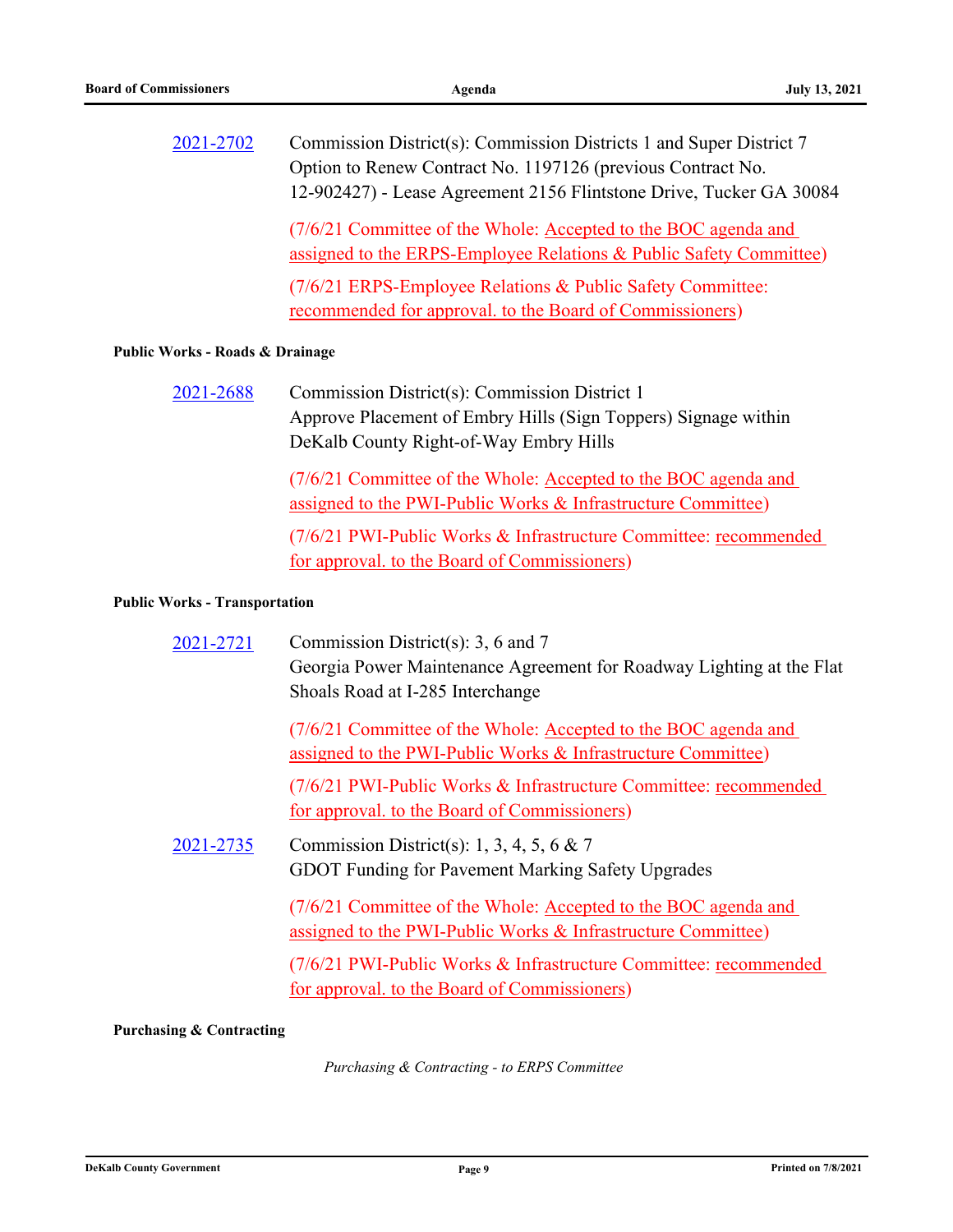**2021-2702** Commission District(s): Commission Districts 1 and Super District 7
Option to Renew Contract No. 1197126 (previous Contract No. 12-902427) - Lease Agreement 2156 Flintstone Drive, Tucker GA 30084

(7/6/21 Committee of the Whole: Accepted to the BOC agenda and assigned to the ERPS-Employee Relations & Public Safety Committee)

(7/6/21 ERPS-Employee Relations & Public Safety Committee: recommended for approval. to the Board of Commissioners)

**Public Works - Roads & Drainage**

**2021-2688** Commission District(s): Commission District 1
Approve Placement of Embry Hills (Sign Toppers) Signage within DeKalb County Right-of-Way Embry Hills

(7/6/21 Committee of the Whole: Accepted to the BOC agenda and assigned to the PWI-Public Works & Infrastructure Committee)

(7/6/21 PWI-Public Works & Infrastructure Committee: recommended for approval. to the Board of Commissioners)

**Public Works - Transportation**

**2021-2721** Commission District(s): 3, 6 and 7
Georgia Power Maintenance Agreement for Roadway Lighting at the Flat Shoals Road at I-285 Interchange

(7/6/21 Committee of the Whole: Accepted to the BOC agenda and assigned to the PWI-Public Works & Infrastructure Committee)

(7/6/21 PWI-Public Works & Infrastructure Committee: recommended for approval. to the Board of Commissioners)

**2021-2735** Commission District(s): 1, 3, 4, 5, 6 & 7
GDOT Funding for Pavement Marking Safety Upgrades

(7/6/21 Committee of the Whole: Accepted to the BOC agenda and assigned to the PWI-Public Works & Infrastructure Committee)

(7/6/21 PWI-Public Works & Infrastructure Committee: recommended for approval. to the Board of Commissioners)

**Purchasing & Contracting**

*Purchasing & Contracting - to ERPS Committee*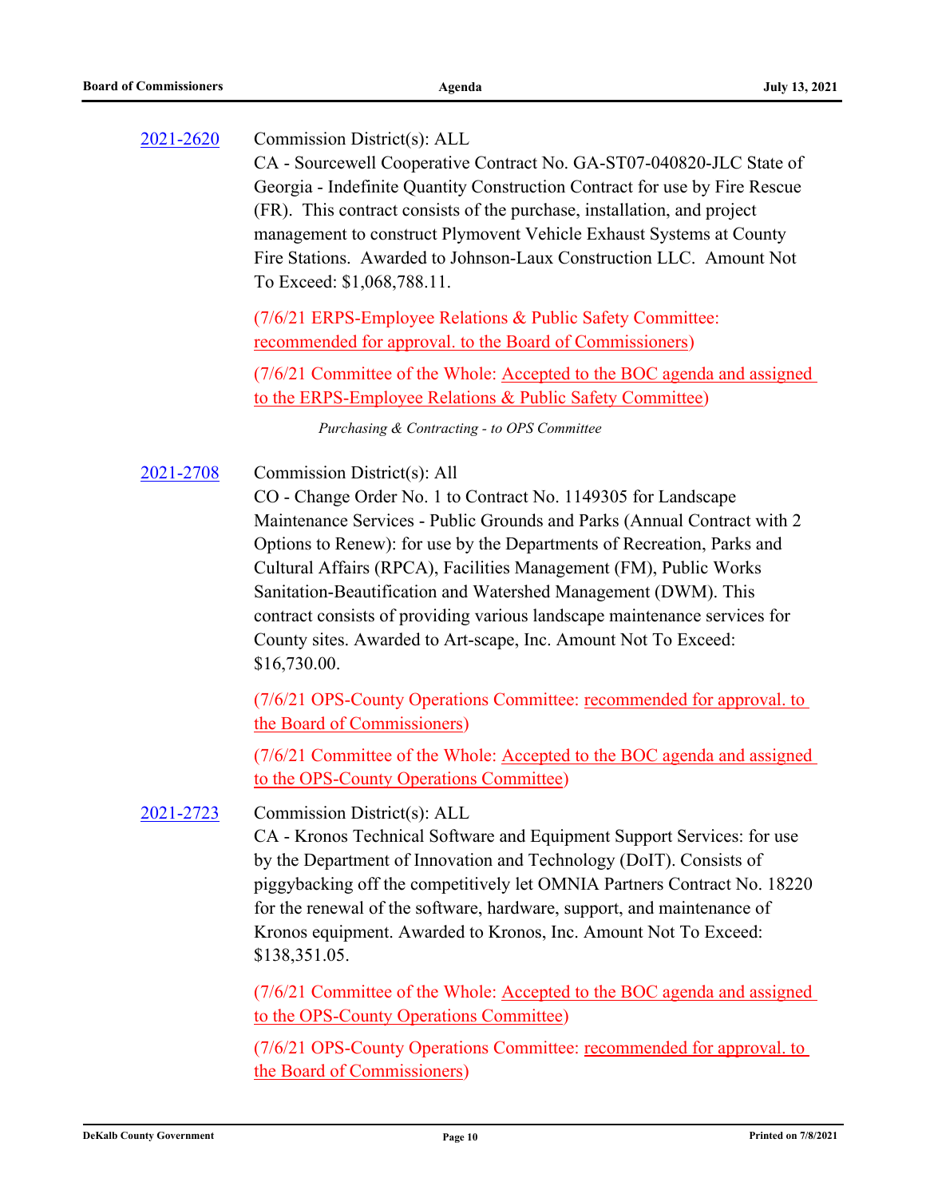[2021-2620](#)

Commission District(s): ALL
CA - Sourcewell Cooperative Contract No. GA-ST07-040820-JLC State of Georgia - Indefinite Quantity Construction Contract for use by Fire Rescue (FR). This contract consists of the purchase, installation, and project management to construct Plymovent Vehicle Exhaust Systems at County Fire Stations. Awarded to Johnson-Laux Construction LLC. Amount Not To Exceed: $1,068,788.11.

(7/6/21 ERPS-Employee Relations & Public Safety Committee: recommended for approval. to the Board of Commissioners)

(7/6/21 Committee of the Whole: Accepted to the BOC agenda and assigned to the ERPS-Employee Relations & Public Safety Committee)

*Purchasing & Contracting - to OPS Committee*

[2021-2708](#)

Commission District(s): All
CO - Change Order No. 1 to Contract No. 1149305 for Landscape Maintenance Services - Public Grounds and Parks (Annual Contract with 2 Options to Renew): for use by the Departments of Recreation, Parks and Cultural Affairs (RPCA), Facilities Management (FM), Public Works Sanitation-Beautification and Watershed Management (DWM). This contract consists of providing various landscape maintenance services for County sites. Awarded to Art-scape, Inc. Amount Not To Exceed: $16,730.00.

(7/6/21 OPS-County Operations Committee: recommended for approval. to the Board of Commissioners)

(7/6/21 Committee of the Whole: Accepted to the BOC agenda and assigned to the OPS-County Operations Committee)

[2021-2723](#)

Commission District(s): ALL
CA - Kronos Technical Software and Equipment Support Services: for use by the Department of Innovation and Technology (DoIT). Consists of piggybacking off the competitively let OMNIA Partners Contract No. 18220 for the renewal of the software, hardware, support, and maintenance of Kronos equipment. Awarded to Kronos, Inc. Amount Not To Exceed: $138,351.05.

(7/6/21 Committee of the Whole: Accepted to the BOC agenda and assigned to the OPS-County Operations Committee)

(7/6/21 OPS-County Operations Committee: recommended for approval. to the Board of Commissioners)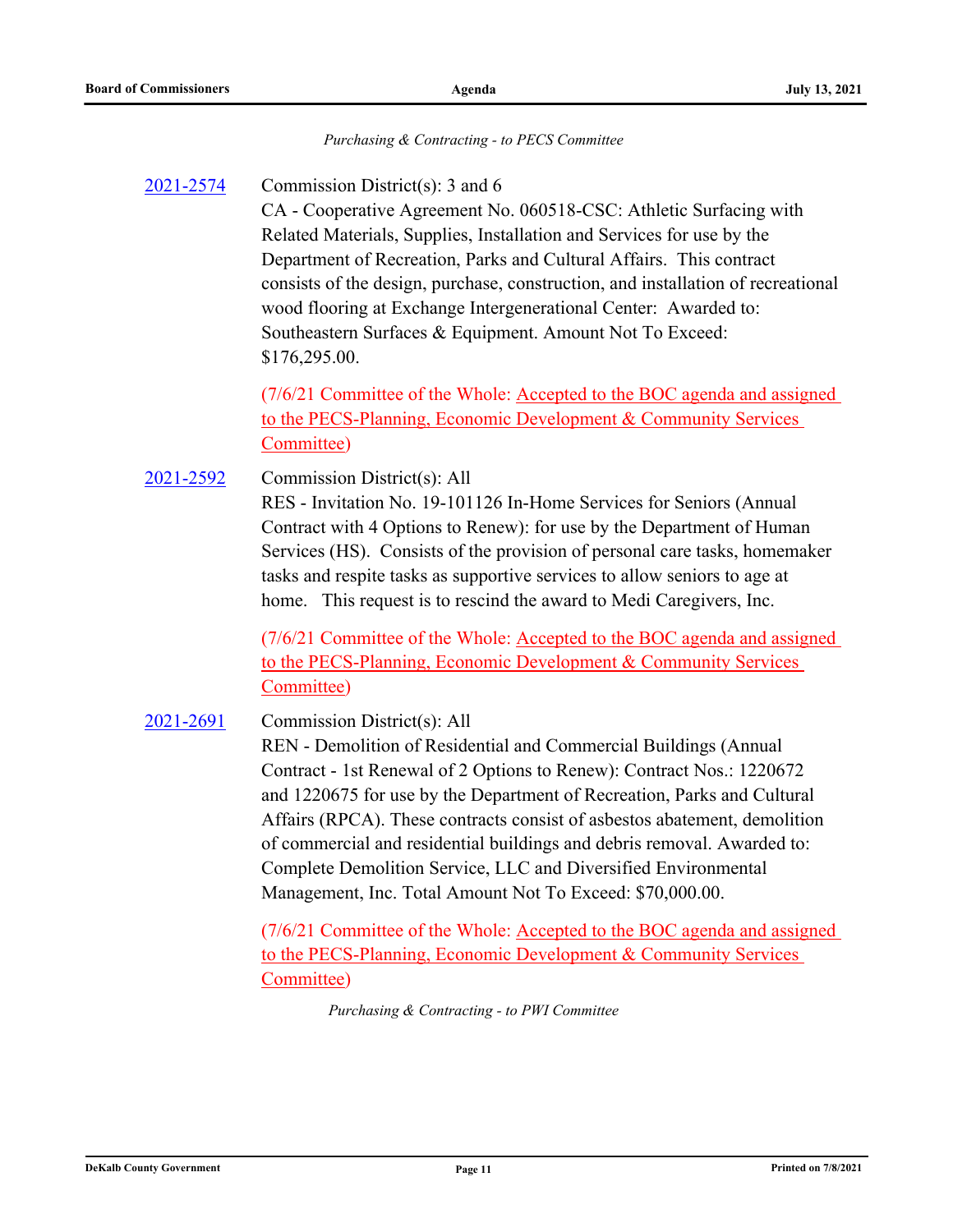*Purchasing & Contracting - to PECS Committee*

**2021-2574** Commission District(s): 3 and 6

CA - Cooperative Agreement No. 060518-CSC: Athletic Surfacing with Related Materials, Supplies, Installation and Services for use by the Department of Recreation, Parks and Cultural Affairs. This contract consists of the design, purchase, construction, and installation of recreational wood flooring at Exchange Intergenerational Center: Awarded to: Southeastern Surfaces & Equipment. Amount Not To Exceed: $176,295.00.

(7/6/21 Committee of the Whole: Accepted to the BOC agenda and assigned to the PECS-Planning, Economic Development & Community Services Committee)

**2021-2592** Commission District(s): All

RES - Invitation No. 19-101126 In-Home Services for Seniors (Annual Contract with 4 Options to Renew): for use by the Department of Human Services (HS). Consists of the provision of personal care tasks, homemaker tasks and respite tasks as supportive services to allow seniors to age at home. This request is to rescind the award to Medi Caregivers, Inc.

(7/6/21 Committee of the Whole: Accepted to the BOC agenda and assigned to the PECS-Planning, Economic Development & Community Services Committee)

**2021-2691** Commission District(s): All

REN - Demolition of Residential and Commercial Buildings (Annual Contract - 1st Renewal of 2 Options to Renew): Contract Nos.: 1220672 and 1220675 for use by the Department of Recreation, Parks and Cultural Affairs (RPCA). These contracts consist of asbestos abatement, demolition of commercial and residential buildings and debris removal. Awarded to: Complete Demolition Service, LLC and Diversified Environmental Management, Inc. Total Amount Not To Exceed: $70,000.00.

(7/6/21 Committee of the Whole: Accepted to the BOC agenda and assigned to the PECS-Planning, Economic Development & Community Services Committee)

*Purchasing & Contracting - to PWI Committee*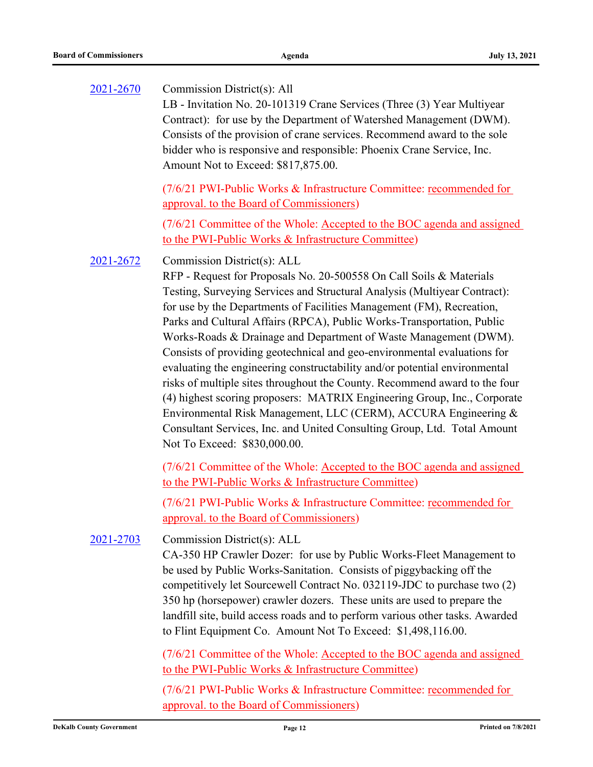**2021-2670**

Commission District(s): All
LB - Invitation No. 20-101319 Crane Services (Three (3) Year Multiyear Contract): for use by the Department of Watershed Management (DWM). Consists of the provision of crane services. Recommend award to the sole bidder who is responsive and responsible: Phoenix Crane Service, Inc. Amount Not to Exceed: $817,875.00.

(7/6/21 PWI-Public Works & Infrastructure Committee: recommended for approval. to the Board of Commissioners)

(7/6/21 Committee of the Whole: Accepted to the BOC agenda and assigned to the PWI-Public Works & Infrastructure Committee)

**2021-2672**

Commission District(s): ALL
RFP - Request for Proposals No. 20-500558 On Call Soils & Materials Testing, Surveying Services and Structural Analysis (Multiyear Contract): for use by the Departments of Facilities Management (FM), Recreation, Parks and Cultural Affairs (RPCA), Public Works-Transportation, Public Works-Roads & Drainage and Department of Waste Management (DWM). Consists of providing geotechnical and geo-environmental evaluations for evaluating the engineering constructability and/or potential environmental risks of multiple sites throughout the County. Recommend award to the four (4) highest scoring proposers: MATRIX Engineering Group, Inc., Corporate Environmental Risk Management, LLC (CERM), ACCURA Engineering & Consultant Services, Inc. and United Consulting Group, Ltd. Total Amount Not To Exceed: $830,000.00.

(7/6/21 Committee of the Whole: Accepted to the BOC agenda and assigned to the PWI-Public Works & Infrastructure Committee)

(7/6/21 PWI-Public Works & Infrastructure Committee: recommended for approval. to the Board of Commissioners)

**2021-2703**

Commission District(s): ALL
CA-350 HP Crawler Dozer: for use by Public Works-Fleet Management to be used by Public Works-Sanitation. Consists of piggybacking off the competitively let Sourcewell Contract No. 032119-JDC to purchase two (2) 350 hp (horsepower) crawler dozers. These units are used to prepare the landfill site, build access roads and to perform various other tasks. Awarded to Flint Equipment Co. Amount Not To Exceed: $1,498,116.00.

(7/6/21 Committee of the Whole: Accepted to the BOC agenda and assigned to the PWI-Public Works & Infrastructure Committee)

(7/6/21 PWI-Public Works & Infrastructure Committee: recommended for approval. to the Board of Commissioners)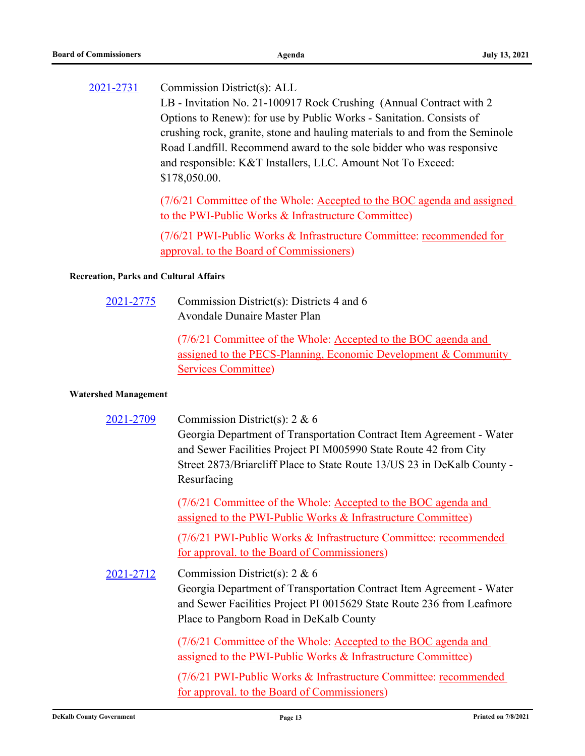2021-2731 Commission District(s): ALL
LB - Invitation No. 21-100917 Rock Crushing (Annual Contract with 2 Options to Renew): for use by Public Works - Sanitation. Consists of crushing rock, granite, stone and hauling materials to and from the Seminole Road Landfill. Recommend award to the sole bidder who was responsive and responsible: K&T Installers, LLC. Amount Not To Exceed: $178,050.00.

(7/6/21 Committee of the Whole: Accepted to the BOC agenda and assigned to the PWI-Public Works & Infrastructure Committee)

(7/6/21 PWI-Public Works & Infrastructure Committee: recommended for approval. to the Board of Commissioners)

**Recreation, Parks and Cultural Affairs**

2021-2775 Commission District(s): Districts 4 and 6
Avondale Dunaire Master Plan

(7/6/21 Committee of the Whole: Accepted to the BOC agenda and assigned to the PECS-Planning, Economic Development & Community Services Committee)

**Watershed Management**

2021-2709 Commission District(s): 2 & 6
Georgia Department of Transportation Contract Item Agreement - Water and Sewer Facilities Project PI M005990 State Route 42 from City Street 2873/Briarcliff Place to State Route 13/US 23 in DeKalb County - Resurfacing

(7/6/21 Committee of the Whole: Accepted to the BOC agenda and assigned to the PWI-Public Works & Infrastructure Committee)

(7/6/21 PWI-Public Works & Infrastructure Committee: recommended for approval. to the Board of Commissioners)

2021-2712 Commission District(s): 2 & 6
Georgia Department of Transportation Contract Item Agreement - Water and Sewer Facilities Project PI 0015629 State Route 236 from Leafmore Place to Pangborn Road in DeKalb County

(7/6/21 Committee of the Whole: Accepted to the BOC agenda and assigned to the PWI-Public Works & Infrastructure Committee)

(7/6/21 PWI-Public Works & Infrastructure Committee: recommended for approval. to the Board of Commissioners)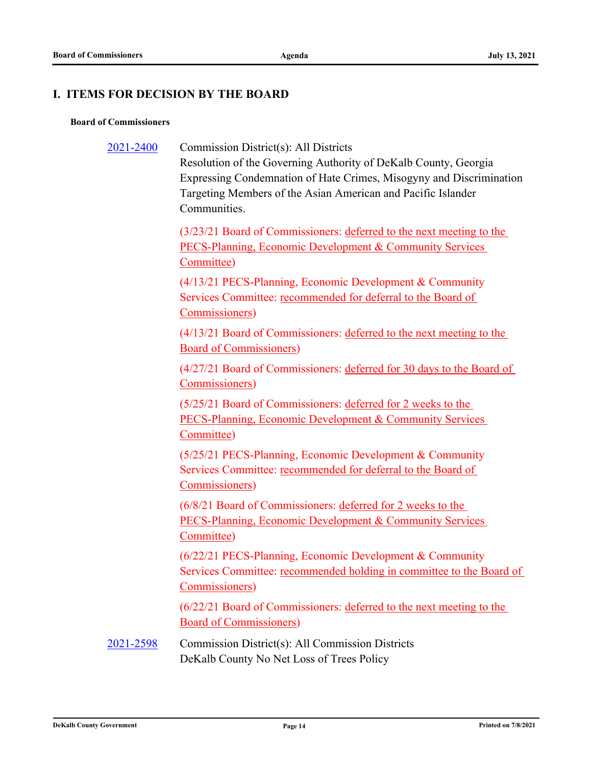## I. ITEMS FOR DECISION BY THE BOARD

### Board of Commissioners

2021-2400 Commission District(s): All Districts
Resolution of the Governing Authority of DeKalb County, Georgia Expressing Condemnation of Hate Crimes, Misogyny and Discrimination Targeting Members of the Asian American and Pacific Islander Communities.

(3/23/21 Board of Commissioners: deferred to the next meeting to the PECS-Planning, Economic Development & Community Services Committee)

(4/13/21 PECS-Planning, Economic Development & Community Services Committee: recommended for deferral to the Board of Commissioners)

(4/13/21 Board of Commissioners: deferred to the next meeting to the Board of Commissioners)

(4/27/21 Board of Commissioners: deferred for 30 days to the Board of Commissioners)

(5/25/21 Board of Commissioners: deferred for 2 weeks to the PECS-Planning, Economic Development & Community Services Committee)

(5/25/21 PECS-Planning, Economic Development & Community Services Committee: recommended for deferral to the Board of Commissioners)

(6/8/21 Board of Commissioners: deferred for 2 weeks to the PECS-Planning, Economic Development & Community Services Committee)

(6/22/21 PECS-Planning, Economic Development & Community Services Committee: recommended holding in committee to the Board of Commissioners)

(6/22/21 Board of Commissioners: deferred to the next meeting to the Board of Commissioners)

2021-2598 Commission District(s): All Commission Districts
DeKalb County No Net Loss of Trees Policy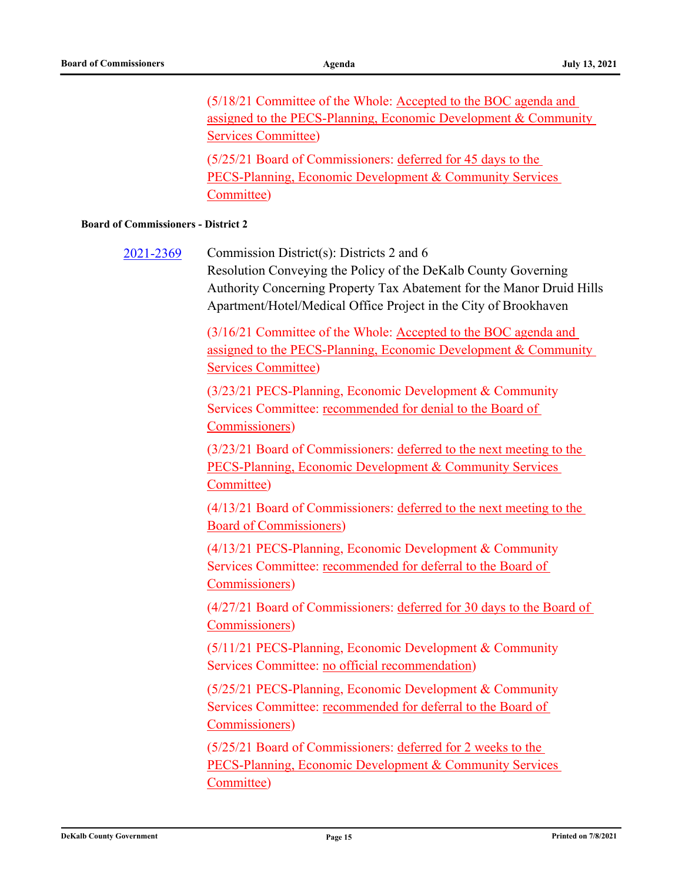(5/18/21 Committee of the Whole: Accepted to the BOC agenda and assigned to the PECS-Planning, Economic Development & Community Services Committee)

(5/25/21 Board of Commissioners: deferred for 45 days to the PECS-Planning, Economic Development & Community Services Committee)

**Board of Commissioners - District 2**

2021-2369 Commission District(s): Districts 2 and 6

Resolution Conveying the Policy of the DeKalb County Governing Authority Concerning Property Tax Abatement for the Manor Druid Hills Apartment/Hotel/Medical Office Project in the City of Brookhaven

(3/16/21 Committee of the Whole: Accepted to the BOC agenda and assigned to the PECS-Planning, Economic Development & Community Services Committee)

(3/23/21 PECS-Planning, Economic Development & Community Services Committee: recommended for denial to the Board of Commissioners)

(3/23/21 Board of Commissioners: deferred to the next meeting to the PECS-Planning, Economic Development & Community Services Committee)

(4/13/21 Board of Commissioners: deferred to the next meeting to the Board of Commissioners)

(4/13/21 PECS-Planning, Economic Development & Community Services Committee: recommended for deferral to the Board of Commissioners)

(4/27/21 Board of Commissioners: deferred for 30 days to the Board of Commissioners)

(5/11/21 PECS-Planning, Economic Development & Community Services Committee: no official recommendation)

(5/25/21 PECS-Planning, Economic Development & Community Services Committee: recommended for deferral to the Board of Commissioners)

(5/25/21 Board of Commissioners: deferred for 2 weeks to the PECS-Planning, Economic Development & Community Services Committee)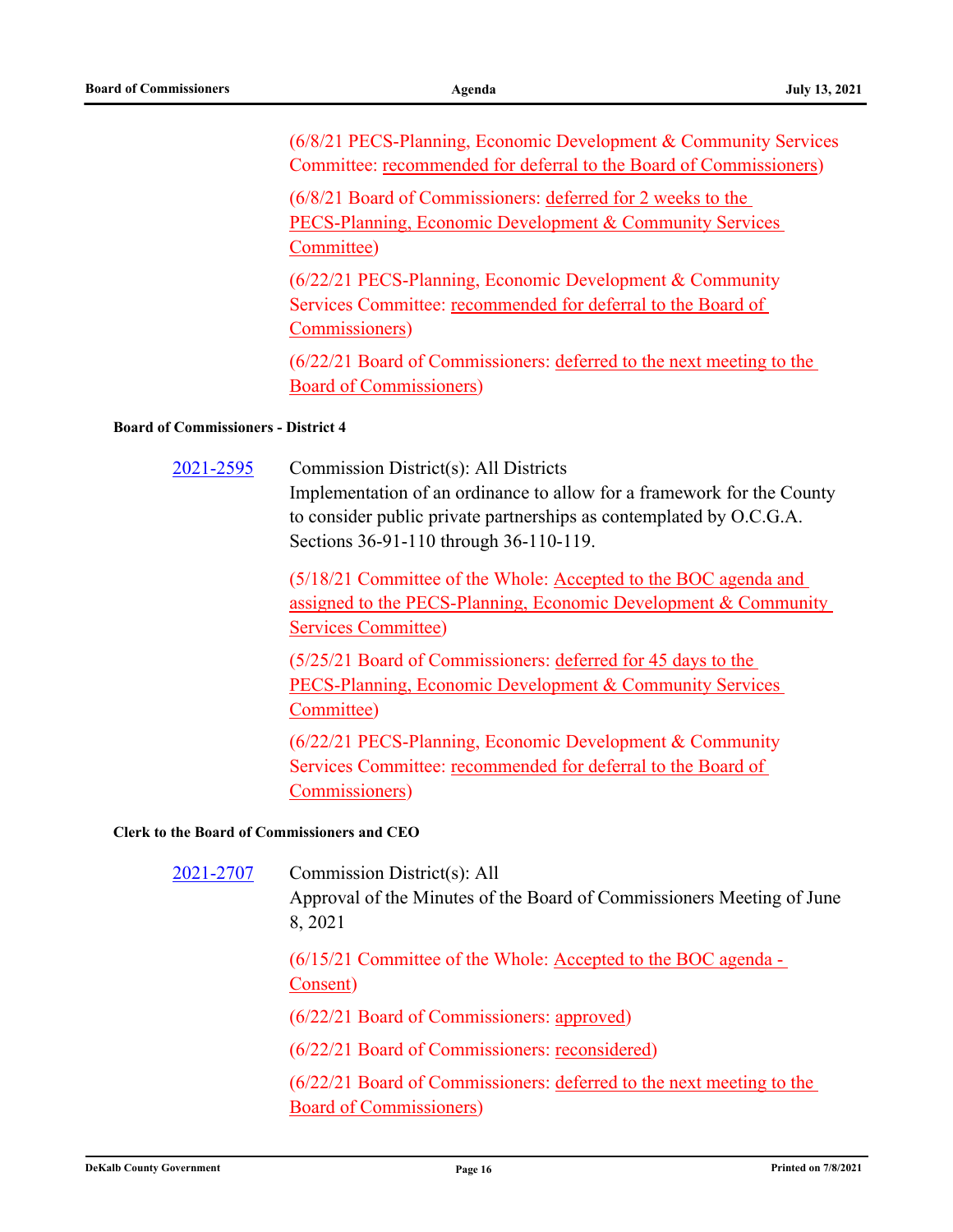(6/8/21 PECS-Planning, Economic Development & Community Services Committee: recommended for deferral to the Board of Commissioners)

(6/8/21 Board of Commissioners: deferred for 2 weeks to the PECS-Planning, Economic Development & Community Services Committee)

(6/22/21 PECS-Planning, Economic Development & Community Services Committee: recommended for deferral to the Board of Commissioners)

(6/22/21 Board of Commissioners: deferred to the next meeting to the Board of Commissioners)

**Board of Commissioners - District 4**

2021-2595 Commission District(s): All Districts
Implementation of an ordinance to allow for a framework for the County to consider public private partnerships as contemplated by O.C.G.A. Sections 36-91-110 through 36-110-119.

(5/18/21 Committee of the Whole: Accepted to the BOC agenda and assigned to the PECS-Planning, Economic Development & Community Services Committee)

(5/25/21 Board of Commissioners: deferred for 45 days to the PECS-Planning, Economic Development & Community Services Committee)

(6/22/21 PECS-Planning, Economic Development & Community Services Committee: recommended for deferral to the Board of Commissioners)

**Clerk to the Board of Commissioners and CEO**

2021-2707 Commission District(s): All
Approval of the Minutes of the Board of Commissioners Meeting of June 8, 2021

(6/15/21 Committee of the Whole: Accepted to the BOC agenda - Consent)

(6/22/21 Board of Commissioners: approved)

(6/22/21 Board of Commissioners: reconsidered)

(6/22/21 Board of Commissioners: deferred to the next meeting to the Board of Commissioners)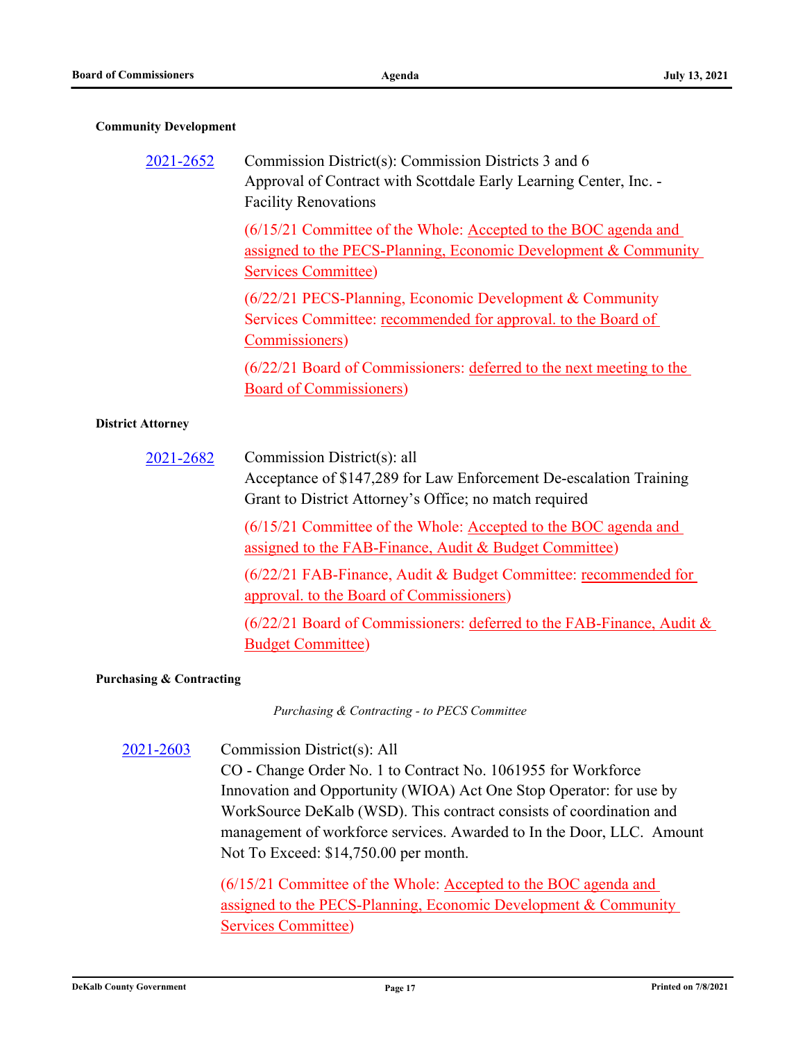**Community Development**

2021-2652 Commission District(s): Commission Districts 3 and 6
Approval of Contract with Scottdale Early Learning Center, Inc. - Facility Renovations

(6/15/21 Committee of the Whole: Accepted to the BOC agenda and assigned to the PECS-Planning, Economic Development & Community Services Committee)

(6/22/21 PECS-Planning, Economic Development & Community Services Committee: recommended for approval. to the Board of Commissioners)

(6/22/21 Board of Commissioners: deferred to the next meeting to the Board of Commissioners)

**District Attorney**

2021-2682 Commission District(s): all
Acceptance of $147,289 for Law Enforcement De-escalation Training Grant to District Attorney's Office; no match required

(6/15/21 Committee of the Whole: Accepted to the BOC agenda and assigned to the FAB-Finance, Audit & Budget Committee)

(6/22/21 FAB-Finance, Audit & Budget Committee: recommended for approval. to the Board of Commissioners)

(6/22/21 Board of Commissioners: deferred to the FAB-Finance, Audit & Budget Committee)

**Purchasing & Contracting**

*Purchasing & Contracting - to PECS Committee*

2021-2603 Commission District(s): All
CO - Change Order No. 1 to Contract No. 1061955 for Workforce Innovation and Opportunity (WIOA) Act One Stop Operator: for use by WorkSource DeKalb (WSD). This contract consists of coordination and management of workforce services. Awarded to In the Door, LLC. Amount Not To Exceed: $14,750.00 per month.

(6/15/21 Committee of the Whole: Accepted to the BOC agenda and assigned to the PECS-Planning, Economic Development & Community Services Committee)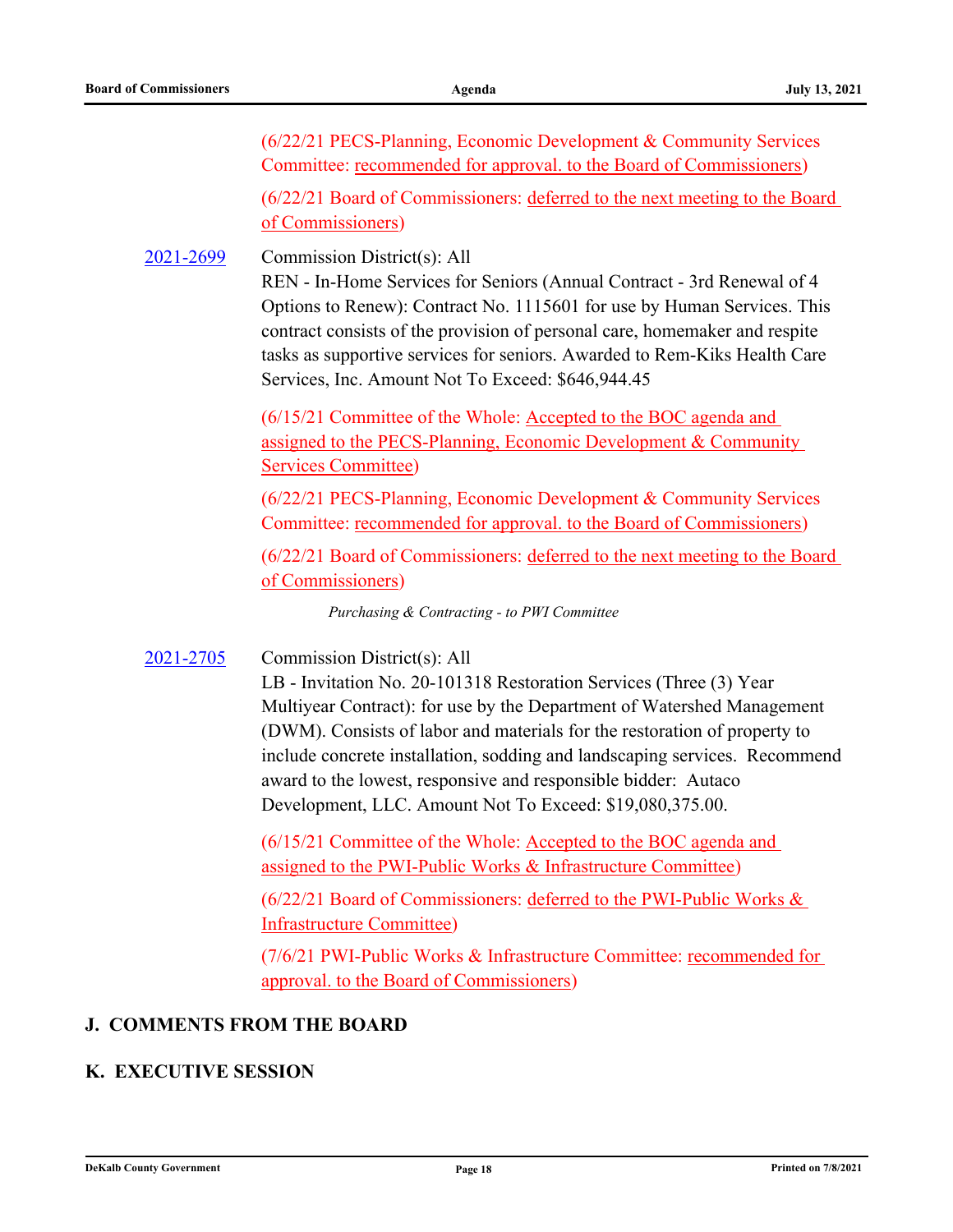(6/22/21 PECS-Planning, Economic Development & Community Services Committee: recommended for approval. to the Board of Commissioners)

(6/22/21 Board of Commissioners: deferred to the next meeting to the Board of Commissioners)

**2021-2699** Commission District(s): All

REN - In-Home Services for Seniors (Annual Contract - 3rd Renewal of 4 Options to Renew): Contract No. 1115601 for use by Human Services. This contract consists of the provision of personal care, homemaker and respite tasks as supportive services for seniors. Awarded to Rem-Kiks Health Care Services, Inc. Amount Not To Exceed: $646,944.45

(6/15/21 Committee of the Whole: Accepted to the BOC agenda and assigned to the PECS-Planning, Economic Development & Community Services Committee)

(6/22/21 PECS-Planning, Economic Development & Community Services Committee: recommended for approval. to the Board of Commissioners)

(6/22/21 Board of Commissioners: deferred to the next meeting to the Board of Commissioners)

*Purchasing & Contracting - to PWI Committee*

**2021-2705** Commission District(s): All

LB - Invitation No. 20-101318 Restoration Services (Three (3) Year Multiyear Contract): for use by the Department of Watershed Management (DWM). Consists of labor and materials for the restoration of property to include concrete installation, sodding and landscaping services. Recommend award to the lowest, responsive and responsible bidder: Autaco Development, LLC. Amount Not To Exceed: $19,080,375.00.

(6/15/21 Committee of the Whole: Accepted to the BOC agenda and assigned to the PWI-Public Works & Infrastructure Committee)

(6/22/21 Board of Commissioners: deferred to the PWI-Public Works & Infrastructure Committee)

(7/6/21 PWI-Public Works & Infrastructure Committee: recommended for approval. to the Board of Commissioners)

## J. COMMENTS FROM THE BOARD

## K. EXECUTIVE SESSION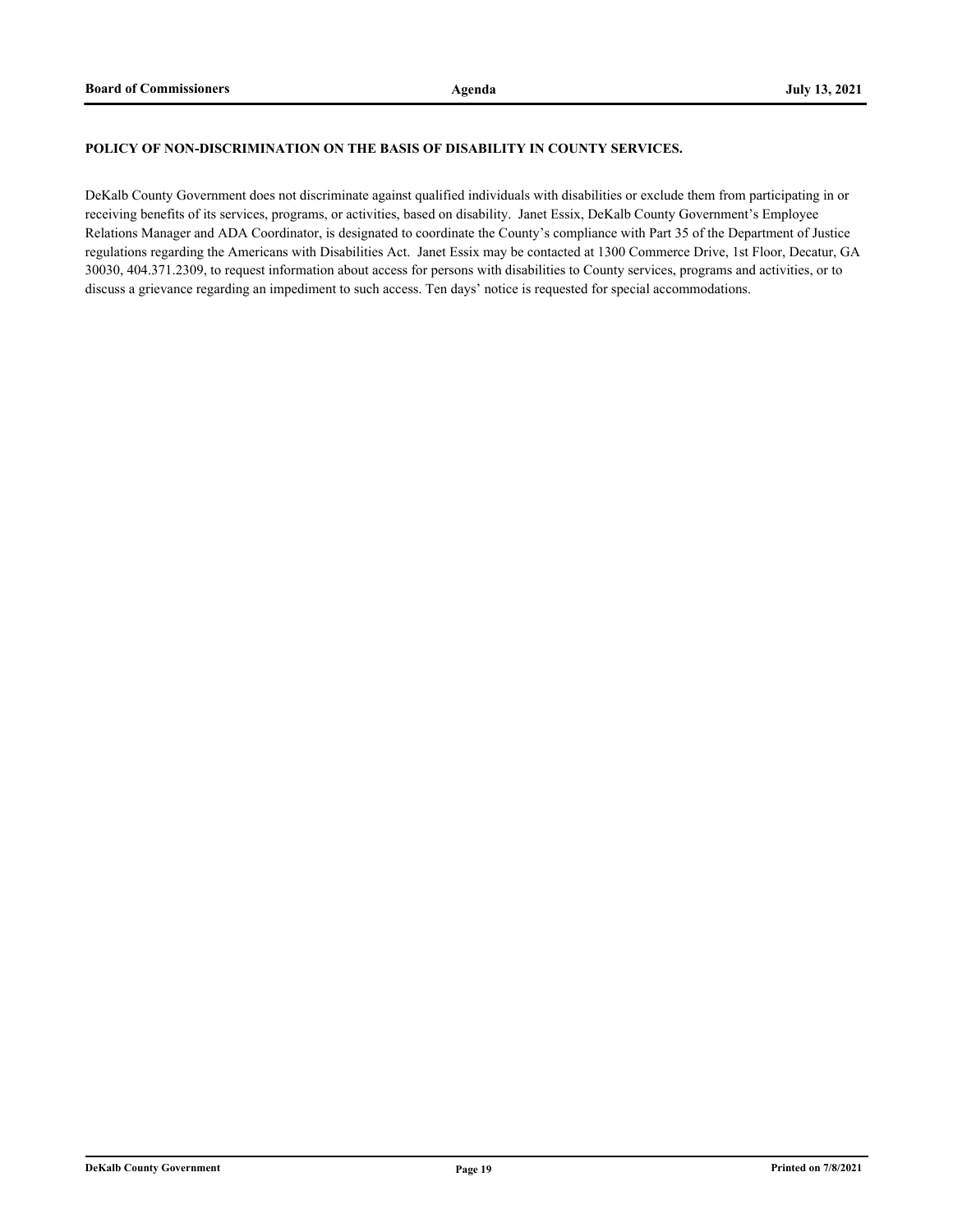**POLICY OF NON-DISCRIMINATION ON THE BASIS OF DISABILITY IN COUNTY SERVICES.**

DeKalb County Government does not discriminate against qualified individuals with disabilities or exclude them from participating in or receiving benefits of its services, programs, or activities, based on disability. Janet Essix, DeKalb County Government's Employee Relations Manager and ADA Coordinator, is designated to coordinate the County's compliance with Part 35 of the Department of Justice regulations regarding the Americans with Disabilities Act. Janet Essix may be contacted at 1300 Commerce Drive, 1st Floor, Decatur, GA 30030, 404.371.2309, to request information about access for persons with disabilities to County services, programs and activities, or to discuss a grievance regarding an impediment to such access. Ten days' notice is requested for special accommodations.